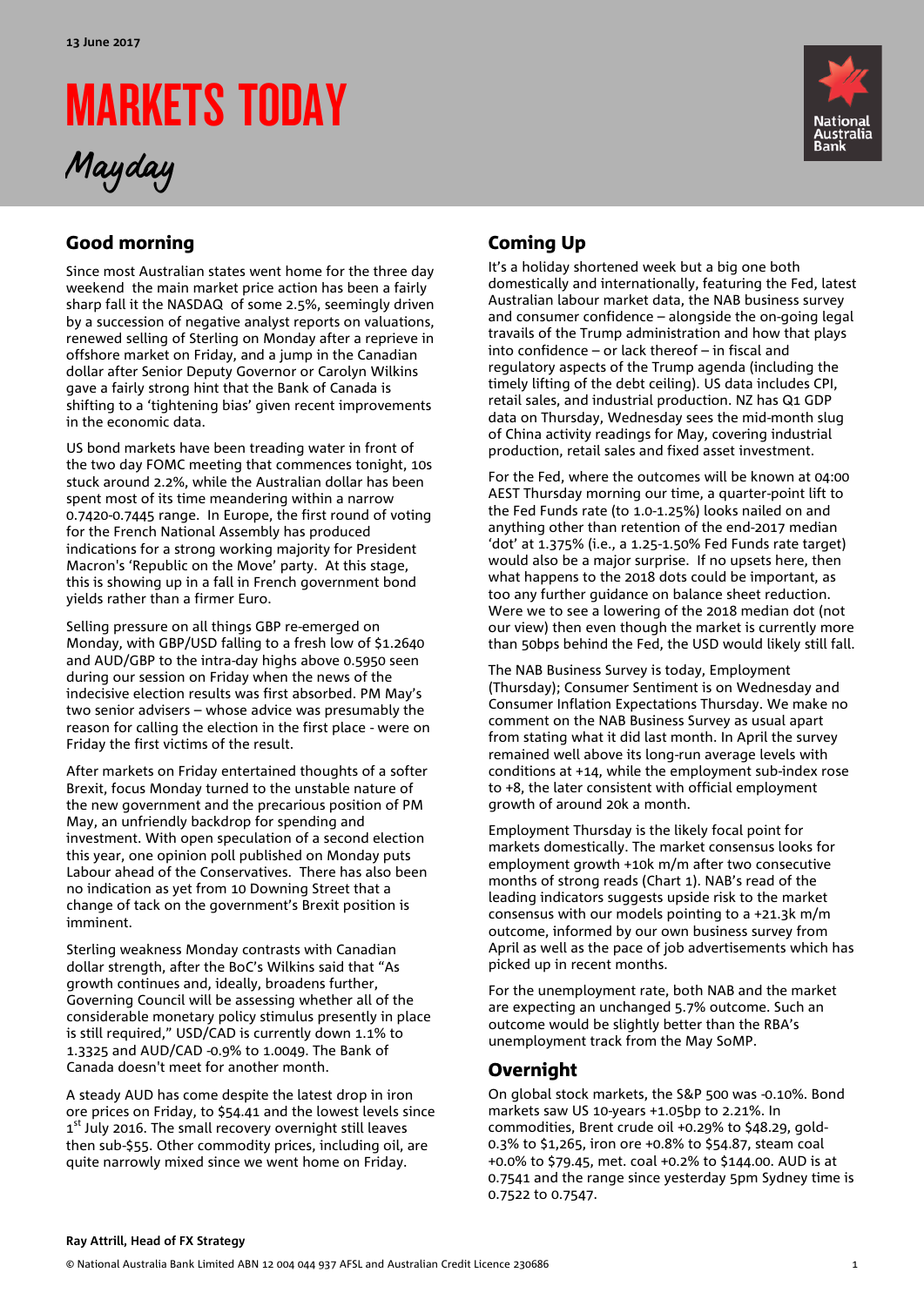13 June 2017

# MARKETS TODAY

*Mayday*

## Good morning

Since most Australian states went home for the three day weekend the main market price action has been a fairly sharp fall it the NASDAQ of some 2.5%, seemingly driven by a succession of negative analyst reports on valuations, renewed selling of Sterling on Monday after a reprieve in offshore market on Friday, and a jump in the Canadian dollar after Senior Deputy Governor or Carolyn Wilkins gave a fairly strong hint that the Bank of Canada is shifting to a 'tightening bias' given recent improvements in the economic data.

US bond markets have been treading water in front of the two day FOMC meeting that commences tonight, 10s stuck around 2.2%, while the Australian dollar has been spent most of its time meandering within a narrow 0.7420-0.7445 range. In Europe, the first round of voting for the French National Assembly has produced indications for a strong working majority for President Macron's 'Republic on the Move' party. At this stage, this is showing up in a fall in French government bond yields rather than a firmer Euro.

Selling pressure on all things GBP re-emerged on Monday, with GBP/USD falling to a fresh low of $1.2640 and AUD/GBP to the intra-day highs above 0.5950 seen during our session on Friday when the news of the indecisive election results was first absorbed. PM May's two senior advisers – whose advice was presumably the reason for calling the election in the first place - were on Friday the first victims of the result.

After markets on Friday entertained thoughts of a softer Brexit, focus Monday turned to the unstable nature of the new government and the precarious position of PM May, an unfriendly backdrop for spending and investment. With open speculation of a second election this year, one opinion poll published on Monday puts Labour ahead of the Conservatives. There has also been no indication as yet from 10 Downing Street that a change of tack on the government's Brexit position is imminent.

Sterling weakness Monday contrasts with Canadian dollar strength, after the BoC's Wilkins said that "As growth continues and, ideally, broadens further, Governing Council will be assessing whether all of the considerable monetary policy stimulus presently in place is still required," USD/CAD is currently down 1.1% to 1.3325 and AUD/CAD -0.9% to 1.0049. The Bank of Canada doesn't meet for another month.

A steady AUD has come despite the latest drop in iron ore prices on Friday, to $54.41 and the lowest levels since 1st July 2016. The small recovery overnight still leaves then sub-$55. Other commodity prices, including oil, are quite narrowly mixed since we went home on Friday.

## Coming Up

It's a holiday shortened week but a big one both domestically and internationally, featuring the Fed, latest Australian labour market data, the NAB business survey and consumer confidence – alongside the on-going legal travails of the Trump administration and how that plays into confidence – or lack thereof – in fiscal and regulatory aspects of the Trump agenda (including the timely lifting of the debt ceiling). US data includes CPI, retail sales, and industrial production. NZ has Q1 GDP data on Thursday, Wednesday sees the mid-month slug of China activity readings for May, covering industrial production, retail sales and fixed asset investment.

For the Fed, where the outcomes will be known at 04:00 AEST Thursday morning our time, a quarter-point lift to the Fed Funds rate (to 1.0-1.25%) looks nailed on and anything other than retention of the end-2017 median 'dot' at 1.375% (i.e., a 1.25-1.50% Fed Funds rate target) would also be a major surprise. If no upsets here, then what happens to the 2018 dots could be important, as too any further guidance on balance sheet reduction. Were we to see a lowering of the 2018 median dot (not our view) then even though the market is currently more than 50bps behind the Fed, the USD would likely still fall.

The NAB Business Survey is today, Employment (Thursday); Consumer Sentiment is on Wednesday and Consumer Inflation Expectations Thursday. We make no comment on the NAB Business Survey as usual apart from stating what it did last month. In April the survey remained well above its long-run average levels with conditions at +14, while the employment sub-index rose to +8, the later consistent with official employment growth of around 20k a month.

Employment Thursday is the likely focal point for markets domestically. The market consensus looks for employment growth +10k m/m after two consecutive months of strong reads (Chart 1). NAB's read of the leading indicators suggests upside risk to the market consensus with our models pointing to a +21.3k m/m outcome, informed by our own business survey from April as well as the pace of job advertisements which has picked up in recent months.

For the unemployment rate, both NAB and the market are expecting an unchanged 5.7% outcome. Such an outcome would be slightly better than the RBA's unemployment track from the May SoMP.

## Overnight

On global stock markets, the S&P 500 was -0.10%. Bond markets saw US 10-years +1.05bp to 2.21%. In commodities, Brent crude oil +0.29% to $48.29, gold-0.3% to $1,265, iron ore +0.8% to $54.87, steam coal +0.0% to $79.45, met. coal +0.2% to $144.00. AUD is at 0.7541 and the range since yesterday 5pm Sydney time is 0.7522 to 0.7547.

**Ray Attrill, Head of FX Strategy**

© National Australia Bank Limited ABN 12 004 044 937 AFSL and Australian Credit Licence 230686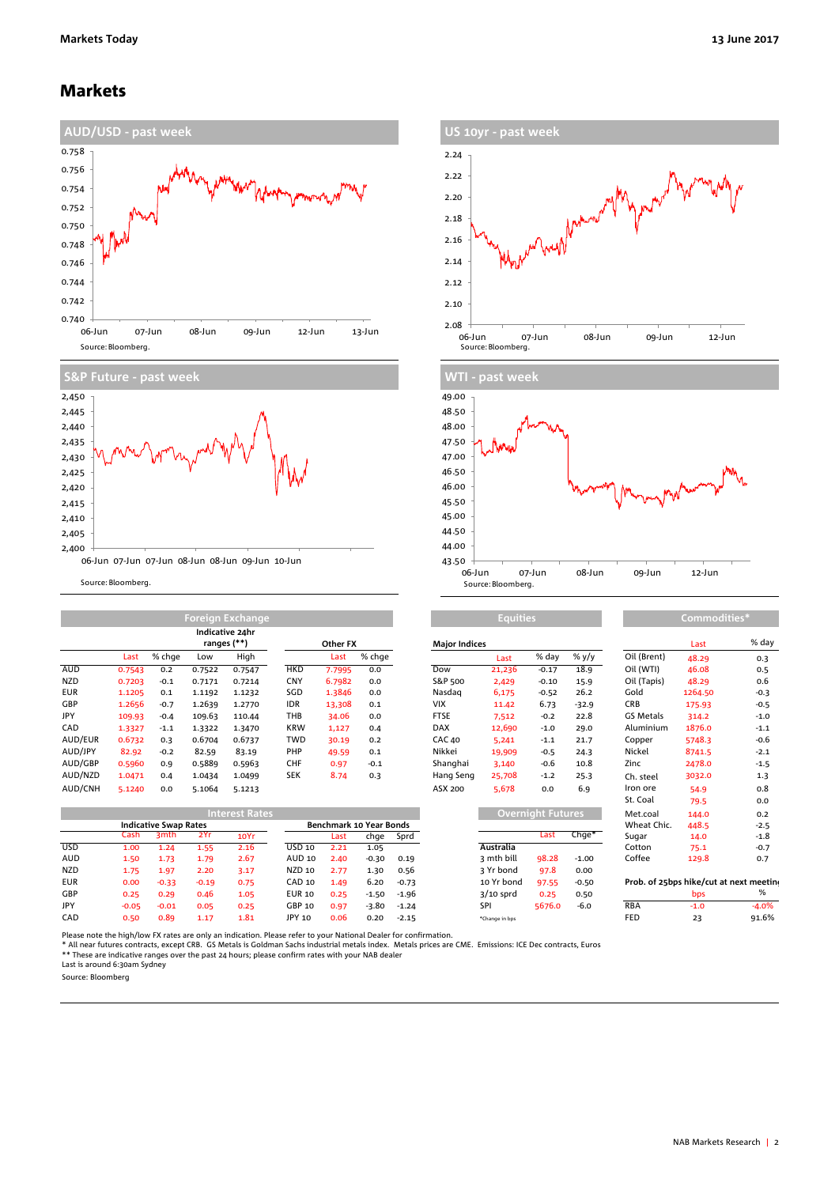# Markets

## AUD/USD - past week

Source: Bloomberg.

## US 10yr - past week

Source: Bloomberg.

## S&P Future - past week

Source: Bloomberg.

## WTI - past week

Source: Bloomberg.

## Foreign Exchange

| | Last | % chge | Indicative 24hr ranges (**) Low | High |
|---|---|---|---|---|
| AUD | 0.7543 | 0.2 | 0.7522 | 0.7547 |
| NZD | 0.7203 | -0.1 | 0.7171 | 0.7214 |
| EUR | 1.1205 | 0.1 | 1.1192 | 1.1232 |
| GBP | 1.2656 | -0.7 | 1.2639 | 1.2770 |
| JPY | 109.93 | -0.4 | 109.63 | 110.44 |
| CAD | 1.3327 | -1.1 | 1.3322 | 1.3470 |
| AUD/EUR | 0.6732 | 0.3 | 0.6704 | 0.6737 |
| AUD/JPY | 82.92 | -0.2 | 82.59 | 83.19 |
| AUD/GBP | 0.5960 | 0.9 | 0.5889 | 0.5963 |
| AUD/NZD | 1.0471 | 0.4 | 1.0434 | 1.0499 |
| AUD/CNH | 5.1240 | 0.0 | 5.1064 | 5.1213 |

| Other FX | Last | % chge |
|---|---|---|
| HKD | 7.7995 | 0.0 |
| CNY | 6.7982 | 0.0 |
| SGD | 1.3846 | 0.0 |
| IDR | 13,308 | 0.1 |
| THB | 34.06 | 0.0 |
| KRW | 1,127 | 0.4 |
| TWD | 30.19 | 0.2 |
| PHP | 49.59 | 0.1 |
| CHF | 0.97 | -0.1 |
| SEK | 8.74 | 0.3 |

## Equities

| Major Indices | Last | % day | % y/y |
|---|---|---|---|
| Dow | 21,236 | -0.17 | 18.9 |
| S&P 500 | 2,429 | -0.10 | 15.9 |
| Nasdaq | 6,175 | -0.52 | 26.2 |
| VIX | 11.42 | 6.73 | -32.9 |
| FTSE | 7,512 | -0.2 | 22.8 |
| DAX | 12,690 | -1.0 | 29.0 |
| CAC 40 | 5,241 | -1.1 | 21.7 |
| Nikkei | 19,909 | -0.5 | 24.3 |
| Shanghai | 3,140 | -0.6 | 10.8 |
| Hang Seng | 25,708 | -1.2 | 25.3 |
| ASX 200 | 5,678 | 0.0 | 6.9 |

## Commodities*

| | Last | % day |
|---|---|---|
| Oil (Brent) | 48.29 | 0.3 |
| Oil (WTI) | 46.08 | 0.5 |
| Oil (Tapis) | 48.29 | 0.6 |
| Gold | 1264.50 | -0.3 |
| CRB | 175.93 | -0.5 |
| GS Metals | 314.2 | -1.0 |
| Aluminium | 1876.0 | -1.1 |
| Copper | 5748.3 | -0.6 |
| Nickel | 8741.5 | -2.1 |
| Zinc | 2478.0 | -1.5 |
| Ch. steel | 3032.0 | 1.3 |
| Iron ore | 54.9 | 0.8 |
| St. Coal | 79.5 | 0.0 |
| Met.coal | 144.0 | 0.2 |
| Wheat Chic. | 448.5 | -2.5 |
| Sugar | 14.0 | -1.8 |
| Cotton | 75.1 | -0.7 |
| Coffee | 129.8 | 0.7 |

| Prob. of 25bps hike/cut at next meeting | bps | % |
|---|---|---|
| RBA | -1.0 | -4.0% |
| FED | 23 | 91.6% |

## Interest Rates

| Indicative Swap Rates | Cash | 3mth | 2Yr | 10Yr |
|---|---|---|---|---|
| USD | 1.00 | 1.24 | 1.55 | 2.16 |
| AUD | 1.50 | 1.73 | 1.79 | 2.67 |
| NZD | 1.75 | 1.97 | 2.20 | 3.17 |
| EUR | 0.00 | -0.33 | -0.19 | 0.75 |
| GBP | 0.25 | 0.29 | 0.46 | 1.05 |
| JPY | -0.05 | -0.01 | 0.05 | 0.25 |
| CAD | 0.50 | 0.89 | 1.17 | 1.81 |

| Benchmark 10 Year Bonds | Last | chge | Sprd |
|---|---|---|---|
| USD 10 | 2.21 | 1.05 | |
| AUD 10 | 2.40 | -0.30 | 0.19 |
| NZD 10 | 2.77 | 1.30 | 0.56 |
| CAD 10 | 1.49 | 6.20 | -0.73 |
| EUR 10 | 0.25 | -1.50 | -1.96 |
| GBP 10 | 0.97 | -3.80 | -1.24 |
| JPY 10 | 0.06 | 0.20 | -2.15 |

## Overnight Futures

| Australia | Last | Chge* |
|---|---|---|
| 3 mth bill | 98.28 | -1.00 |
| 3 Yr bond | 97.8 | 0.00 |
| 10 Yr bond | 97.55 | -0.50 |
| 3/10 sprd | 0.25 | 0.50 |
| SPI | 5676.0 | -6.0 |

*Change in bps

Please note the high/low FX rates are only an indication. Please refer to your National Dealer for confirmation.
\* All near futures contracts, except CRB. GS Metals is Goldman Sachs industrial metals index. Metals prices are CME. Emissions: ICE Dec contracts, Euros
\*\* These are indicative ranges over the past 24 hours; please confirm rates with your NAB dealer
Last is around 6:30am Sydney
Source: Bloomberg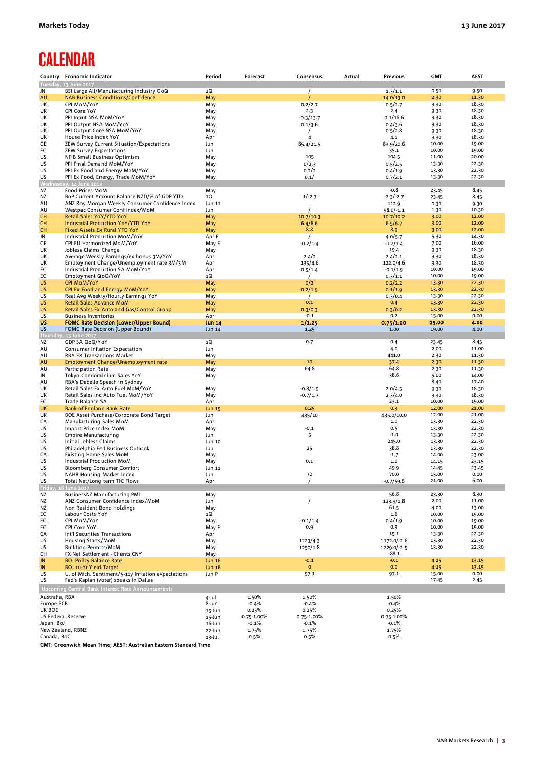# CALENDAR

| Country | Economic Indicator | Period | Forecast | Consensus | Actual | Previous | GMT | AEST |
|---|---|---|---|---|---|---|---|---|
| **Tuesday, 13 June 2017** | | | | | | | | |
| JN | BSI Large All/Manufacturing Industry QoQ | 2Q | | / | | 1.3/1.1 | 0.50 | 9.50 |
| AU | NAB Business Conditions/Confidence | May | | / | | 14.0/13.0 | 2.30 | 11.30 |
| UK | CPI MoM/YoY | May | | 0.2/2.7 | | 0.5/2.7 | 9.30 | 18.30 |
| UK | CPI Core YoY | May | | 2.3 | | 2.4 | 9.30 | 18.30 |
| UK | PPI Input NSA MoM/YoY | May | | -0.3/13.7 | | 0.1/16.6 | 9.30 | 18.30 |
| UK | PPI Output NSA MoM/YoY | May | | 0.1/3.6 | | 0.4/3.6 | 9.30 | 18.30 |
| UK | PPI Output Core NSA MoM/YoY | May | | / | | 0.5/2.8 | 9.30 | 18.30 |
| UK | House Price Index YoY | Apr | | 4 | | 4.1 | 9.30 | 18.30 |
| GE | ZEW Survey Current Situation/Expectations | Jun | | 85.4/21.5 | | 83.9/20.6 | 10.00 | 19.00 |
| EC | ZEW Survey Expectations | Jun | | | | 35.1 | 10.00 | 19.00 |
| US | NFIB Small Business Optimism | May | | 105 | | 104.5 | 11.00 | 20.00 |
| US | PPI Final Demand MoM/YoY | May | | 0/2.3 | | 0.5/2.5 | 13.30 | 22.30 |
| US | PPI Ex Food and Energy MoM/YoY | May | | 0.2/2 | | 0.4/1.9 | 13.30 | 22.30 |
| US | PPI Ex Food, Energy, Trade MoM/YoY | May | | 0.1/ | | 0.7/2.1 | 13.30 | 22.30 |
| **Wednesday, 14 June 2017** | | | | | | | | |
| NZ | Food Prices MoM | May | | | | -0.8 | 23.45 | 8.45 |
| NZ | BoP Current Account Balance NZD/% of GDP YTD | 1Q | | 1/-2.7 | | -2.3/-2.7 | 23.45 | 8.45 |
| AU | ANZ Roy Morgan Weekly Consumer Confidence Index | Jun 11 | | | | 112.9 | 0.30 | 9.30 |
| AU | Westpac Consumer Conf Index/MoM | Jun | | / | | 98.0/-1.1 | 1.30 | 10.30 |
| CH | Retail Sales YoY/YTD YoY | May | | 10.7/10.3 | | 10.7/10.2 | 3.00 | 12.00 |
| CH | Industrial Production YoY/YTD YoY | May | | 6.4/6.6 | | 6.5/6.7 | 3.00 | 12.00 |
| CH | Fixed Assets Ex Rural YTD YoY | May | | 8.8 | | 8.9 | 3.00 | 12.00 |
| JN | Industrial Production MoM/YoY | Apr F | | / | | 4.0/5.7 | 5.30 | 14.30 |
| GE | CPI EU Harmonized MoM/YoY | May F | | -0.2/1.4 | | -0.2/1.4 | 7.00 | 16.00 |
| UK | Jobless Claims Change | May | | | | 19.4 | 9.30 | 18.30 |
| UK | Average Weekly Earnings/ex bonus 3M/YoY | Apr | | 2.4/2 | | 2.4/2.1 | 9.30 | 18.30 |
| UK | Employment Change/Unemployment rate 3M/3M | Apr | | 135/4.6 | | 122.0/4.6 | 9.30 | 18.30 |
| EC | Industrial Production SA MoM/YoY | Apr | | 0.5/1.4 | | -0.1/1.9 | 10.00 | 19.00 |
| EC | Employment QoQ/YoY | 1Q | | / | | 0.3/1.1 | 10.00 | 19.00 |
| US | CPI MoM/YoY | May | | 0/2 | | 0.2/2.2 | 13.30 | 22.30 |
| US | CPI Ex Food and Energy MoM/YoY | May | | 0.2/1.9 | | 0.1/1.9 | 13.30 | 22.30 |
| US | Real Avg Weekly/Hourly Earnings YoY | May | | / | | 0.3/0.4 | 13.30 | 22.30 |
| US | Retail Sales Advance MoM | May | | 0.1 | | 0.4 | 13.30 | 22.30 |
| US | Retail Sales Ex Auto and Gas/Control Group | May | | 0.3/0.3 | | 0.3/0.2 | 13.30 | 22.30 |
| US | Business Inventories | Apr | | -0.1 | | 0.2 | 15.00 | 0.00 |
| **US** | **FOMC Rate Decision (Lower/Upper Bound)** | **Jun 14** | | **1/1.25** | | **0.75/1.00** | **19.00** | **4.00** |
| US | FOMC Rate Decision (Upper Bound) | Jun 14 | | 1.25 | | 1.00 | 19.00 | 4.00 |
| **Thursday, 15 June 2017** | | | | | | | | |
| NZ | GDP SA QoQ/YoY | 1Q | | 0.7 | | 0.4 | 23.45 | 8.45 |
| AU | Consumer Inflation Expectation | Jun | | | | 4.0 | 2.00 | 11.00 |
| AU | RBA FX Transactions Market | May | | | | 441.0 | 2.30 | 11.30 |
| AU | Employment Change/Unemployment rate | May | | 10 | | 37.4 | 2.30 | 11.30 |
| AU | Participation Rate | May | | 64.8 | | 64.8 | 2.30 | 11.30 |
| JN | Tokyo Condominium Sales YoY | May | | | | 38.6 | 5.00 | 14.00 |
| AU | RBA's Debelle Speech in Sydney | | | | | | 8.40 | 17.40 |
| UK | Retail Sales Ex Auto Fuel MoM/YoY | May | | -0.8/1.9 | | 2.0/4.5 | 9.30 | 18.30 |
| UK | Retail Sales Inc Auto Fuel MoM/YoY | May | | -0.7/1.7 | | 2.3/4.0 | 9.30 | 18.30 |
| EC | Trade Balance SA | Apr | | | | 23.1 | 10.00 | 19.00 |
| UK | Bank of England Bank Rate | Jun 15 | | 0.25 | | 0.3 | 12.00 | 21.00 |
| UK | BOE Asset Purchase/Corporate Bond Target | Jun | | 435/10 | | 435.0/10.0 | 12.00 | 21.00 |
| CA | Manufacturing Sales MoM | Apr | | | | 1.0 | 13.30 | 22.30 |
| US | Import Price Index MoM | May | | -0.1 | | 0.5 | 13.30 | 22.30 |
| US | Empire Manufacturing | Jun | | 5 | | -1.0 | 13.30 | 22.30 |
| US | Initial Jobless Claims | Jun 10 | | | | 245.0 | 13.30 | 22.30 |
| US | Philadelphia Fed Business Outlook | Jun | | 25 | | 38.8 | 13.30 | 22.30 |
| CA | Existing Home Sales MoM | May | | | | -1.7 | 14.00 | 23.00 |
| US | Industrial Production MoM | May | | 0.1 | | 1.0 | 14.15 | 23.15 |
| US | Bloomberg Consumer Comfort | Jun 11 | | | | 49.9 | 14.45 | 23.45 |
| US | NAHB Housing Market Index | Jun | | 70 | | 70.0 | 15.00 | 0.00 |
| US | Total Net/Long term TIC Flows | Apr | | / | | -0.7/59.8 | 21.00 | 6.00 |
| **Friday, 16 June 2017** | | | | | | | | |
| NZ | BusinessNZ Manufacturing PMI | May | | | | 56.8 | 23.30 | 8.30 |
| NZ | ANZ Consumer Confidence Index/MoM | Jun | | / | | 123.9/1.8 | 2.00 | 11.00 |
| NZ | Non Resident Bond Holdings | May | | | | 61.5 | 4.00 | 13.00 |
| EC | Labour Costs YoY | 1Q | | | | 1.6 | 10.00 | 19.00 |
| EC | CPI MoM/YoY | May | | -0.1/1.4 | | 0.4/1.9 | 10.00 | 19.00 |
| EC | CPI Core YoY | May F | | 0.9 | | 0.9 | 10.00 | 19.00 |
| CA | Int'l Securities Transactions | Apr | | | | 15.1 | 13.30 | 22.30 |
| US | Housing Starts/MoM | May | | 1223/4.3 | | 1172.0/-2.6 | 13.30 | 22.30 |
| US | Building Permits/MoM | May | | 1250/1.8 | | 1229.0/-2.5 | 13.30 | 22.30 |
| CH | FX Net Settlement - Clients CNY | May | | | | -88.1 | | |
| JN | BOJ Policy Balance Rate | Jun 16 | | -0.1 | | -0.1 | 4.15 | 13.15 |
| JN | BOJ 10-Yr Yield Target | Jun 16 | | 0 | | 0.0 | 4.15 | 13.15 |
| US | U. of Mich. Sentiment/5-10y Inflation expectations | Jun P | | 97.1 | | 97.1 | 15.00 | 0.00 |
| US | Fed's Kaplan (voter) speaks in Dallas | | | | | | 17.45 | 2.45 |

| Upcoming Central Bank Interest Rate Announcements | Date | Forecast | Consensus | Previous |
|---|---|---|---|---|
| Australia, RBA | 4-Jul | 1.50% | 1.50% | 1.50% |
| Europe ECB | 8-Jun | -0.4% | -0.4% | -0.4% |
| UK BOE | 15-Jun | 0.25% | 0.25% | 0.25% |
| US Federal Reserve | 15-Jun | 0.75-1.00% | 0.75-1.00% | 0.75-1.00% |
| Japan, BoJ | 16-Jun | -0.1% | -0.1% | -0.1% |
| New Zealand, RBNZ | 22-Jun | 1.75% | 1.75% | 1.75% |
| Canada, BoC | 13-Jul | 0.5% | 0.5% | 0.5% |

**GMT: Greenwich Mean Time; AEST: Australian Eastern Standard Time**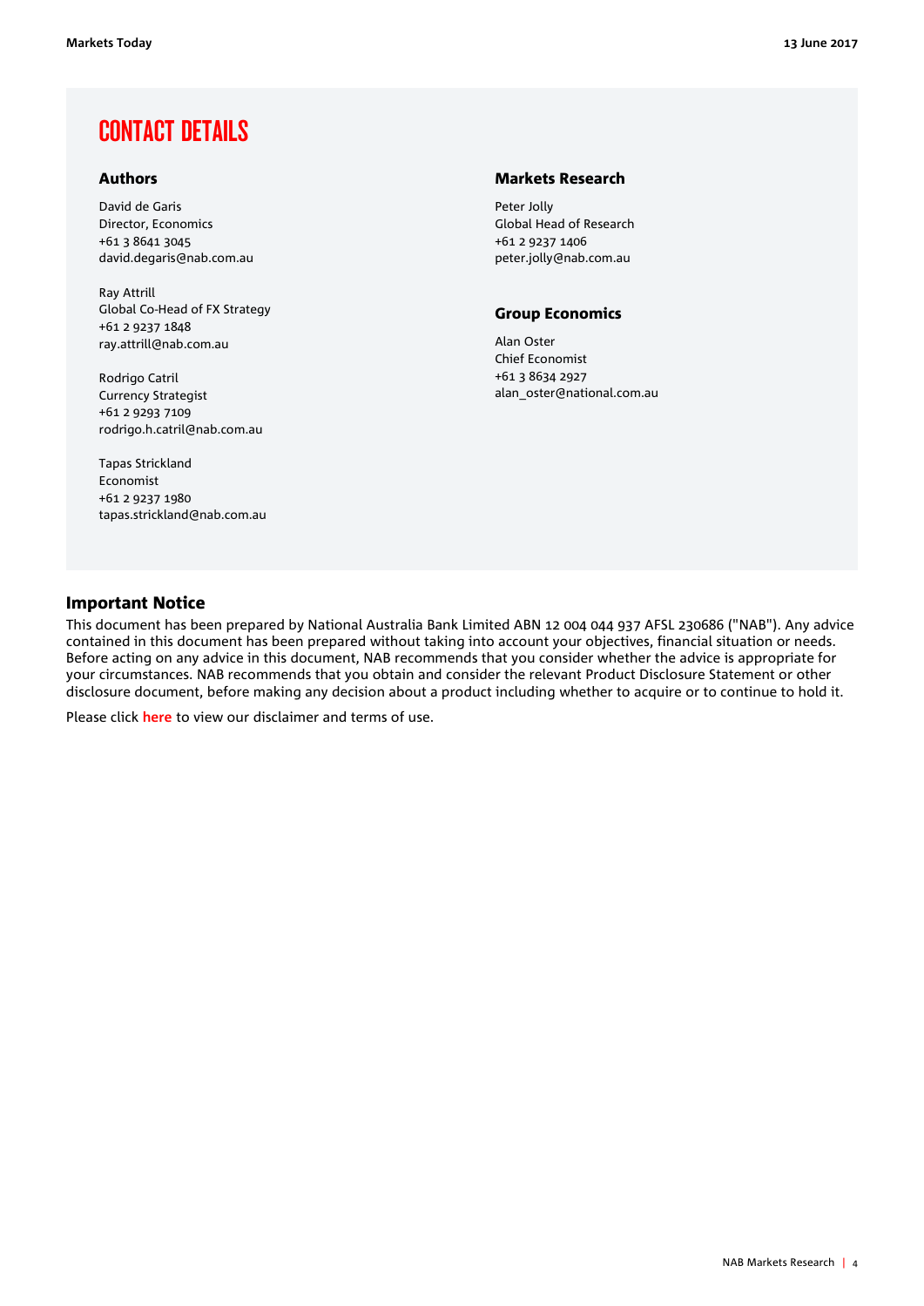# CONTACT DETAILS

## Authors

David de Garis
Director, Economics
+61 3 8641 3045
david.degaris@nab.com.au

Ray Attrill
Global Co-Head of FX Strategy
+61 2 9237 1848
ray.attrill@nab.com.au

Rodrigo Catril
Currency Strategist
+61 2 9293 7109
rodrigo.h.catril@nab.com.au

Tapas Strickland
Economist
+61 2 9237 1980
tapas.strickland@nab.com.au

## Markets Research

Peter Jolly
Global Head of Research
+61 2 9237 1406
peter.jolly@nab.com.au

## Group Economics

Alan Oster
Chief Economist
+61 3 8634 2927
alan_oster@national.com.au

## Important Notice

This document has been prepared by National Australia Bank Limited ABN 12 004 044 937 AFSL 230686 ("NAB"). Any advice contained in this document has been prepared without taking into account your objectives, financial situation or needs. Before acting on any advice in this document, NAB recommends that you consider whether the advice is appropriate for your circumstances. NAB recommends that you obtain and consider the relevant Product Disclosure Statement or other disclosure document, before making any decision about a product including whether to acquire or to continue to hold it.

Please click **here** to view our disclaimer and terms of use.